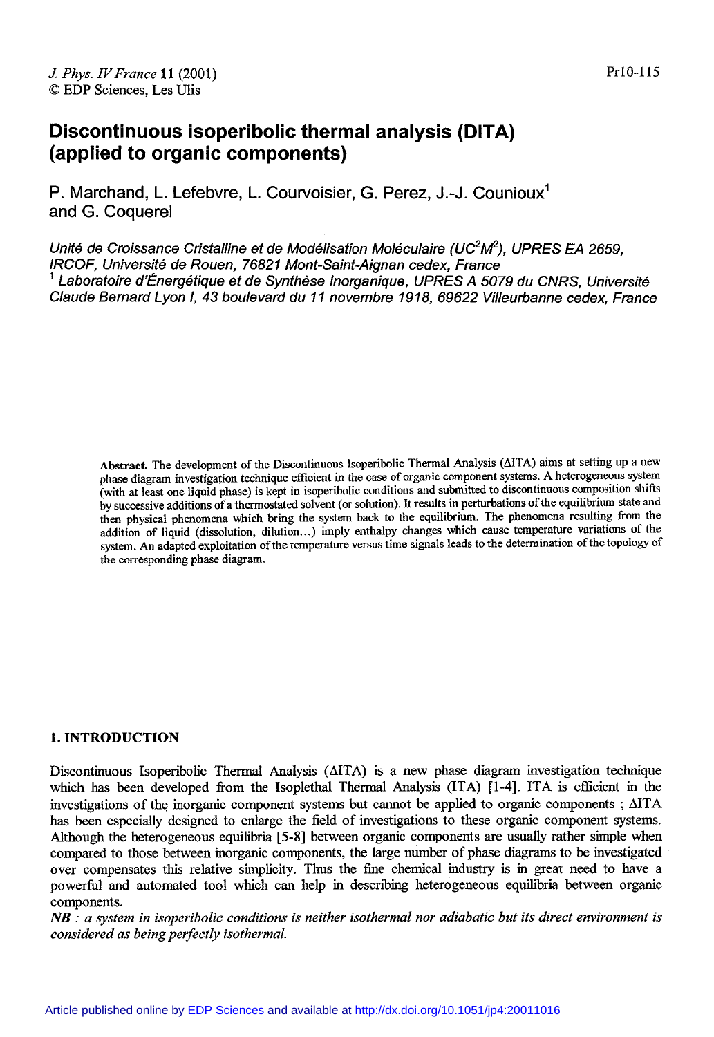# Discontinuous isoperibolic thermal analysis (DITA) (applied to organic components)

P. Marchand, L. Lefebvre, L. Courvoisier, G. Perez, J.-J. Counioux[1] and G. Coquerel

*Unité de Croissance Cristalline et de Modélisation Moléculaire (UC$^2$M$^2$), UPRES EA 2659, IRCOF, Université de Rouen, 76821 Mont-Saint-Aignan cedex, France*
*[1] Laboratoire d'Énergétique et de Synthèse Inorganique, UPRES A 5079 du CNRS, Université Claude Bernard Lyon I, 43 boulevard du 11 novembre 1918, 69622 Villeurbanne cedex, France*

**Abstract.** The development of the Discontinuous Isoperibolic Thermal Analysis (ΔITA) aims at setting up a new phase diagram investigation technique efficient in the case of organic component systems. A heterogeneous system (with at least one liquid phase) is kept in isoperibolic conditions and submitted to discontinuous composition shifts by successive additions of a thermostated solvent (or solution). It results in perturbations of the equilibrium state and then physical phenomena which bring the system back to the equilibrium. The phenomena resulting from the addition of liquid (dissolution, dilution...) imply enthalpy changes which cause temperature variations of the system. An adapted exploitation of the temperature versus time signals leads to the determination of the topology of the corresponding phase diagram.

## 1. INTRODUCTION

Discontinuous Isoperibolic Thermal Analysis (ΔITA) is a new phase diagram investigation technique which has been developed from the Isoplethal Thermal Analysis (ITA) [1-4]. ITA is efficient in the investigations of the inorganic component systems but cannot be applied to organic components ; ΔITA has been especially designed to enlarge the field of investigations to these organic component systems. Although the heterogeneous equilibria [5-8] between organic components are usually rather simple when compared to those between inorganic components, the large number of phase diagrams to be investigated over compensates this relative simplicity. Thus the fine chemical industry is in great need to have a powerful and automated tool which can help in describing heterogeneous equilibria between organic components.

***NB** : a system in isoperibolic conditions is neither isothermal nor adiabatic but its direct environment is considered as being perfectly isothermal.*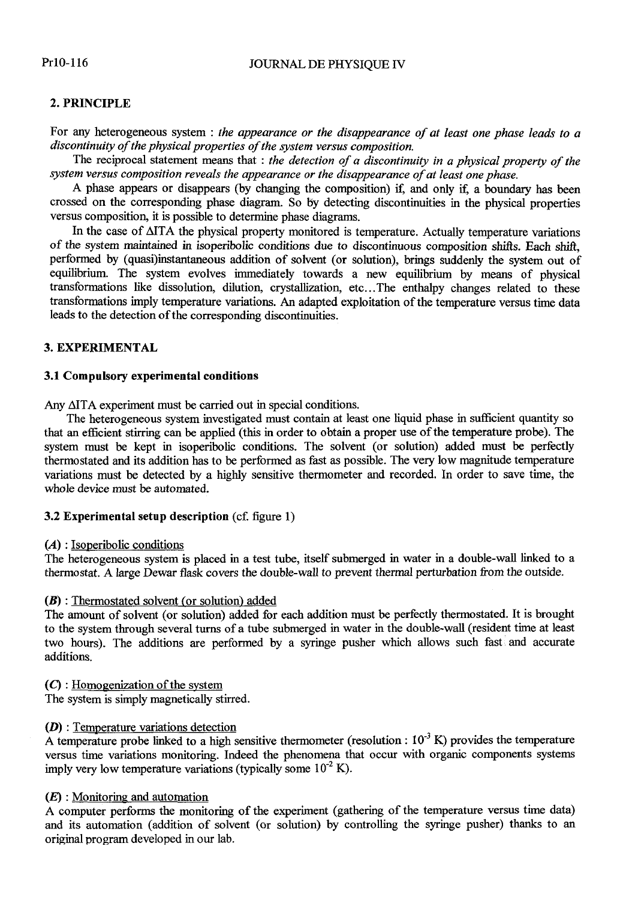## 2. PRINCIPLE

For any heterogeneous system : *the appearance or the disappearance of at least one phase leads to a discontinuity of the physical properties of the system versus composition.*

The reciprocal statement means that : *the detection of a discontinuity in a physical property of the system versus composition reveals the appearance or the disappearance of at least one phase.*

A phase appears or disappears (by changing the composition) if, and only if, a boundary has been crossed on the corresponding phase diagram. So by detecting discontinuities in the physical properties versus composition, it is possible to determine phase diagrams.

In the case of ΔITA the physical property monitored is temperature. Actually temperature variations of the system maintained in isoperibolic conditions due to discontinuous composition shifts. Each shift, performed by (quasi)instantaneous addition of solvent (or solution), brings suddenly the system out of equilibrium. The system evolves immediately towards a new equilibrium by means of physical transformations like dissolution, dilution, crystallization, etc...The enthalpy changes related to these transformations imply temperature variations. An adapted exploitation of the temperature versus time data leads to the detection of the corresponding discontinuities.

## 3. EXPERIMENTAL

### 3.1 Compulsory experimental conditions

Any ΔITA experiment must be carried out in special conditions.

The heterogeneous system investigated must contain at least one liquid phase in sufficient quantity so that an efficient stirring can be applied (this in order to obtain a proper use of the temperature probe). The system must be kept in isoperibolic conditions. The solvent (or solution) added must be perfectly thermostated and its addition has to be performed as fast as possible. The very low magnitude temperature variations must be detected by a highly sensitive thermometer and recorded. In order to save time, the whole device must be automated.

### 3.2 Experimental setup description (cf. figure 1)

***(A)*** : Isoperibolic conditions

The heterogeneous system is placed in a test tube, itself submerged in water in a double-wall linked to a thermostat. A large Dewar flask covers the double-wall to prevent thermal perturbation from the outside.

***(B)*** : Thermostated solvent (or solution) added

The amount of solvent (or solution) added for each addition must be perfectly thermostated. It is brought to the system through several turns of a tube submerged in water in the double-wall (resident time at least two hours). The additions are performed by a syringe pusher which allows such fast and accurate additions.

***(C)*** : Homogenization of the system

The system is simply magnetically stirred.

***(D)*** : Temperature variations detection

A temperature probe linked to a high sensitive thermometer (resolution : $10^{-3}$ K) provides the temperature versus time variations monitoring. Indeed the phenomena that occur with organic components systems imply very low temperature variations (typically some $10^{-2}$ K).

***(E)*** : Monitoring and automation

A computer performs the monitoring of the experiment (gathering of the temperature versus time data) and its automation (addition of solvent (or solution) by controlling the syringe pusher) thanks to an original program developed in our lab.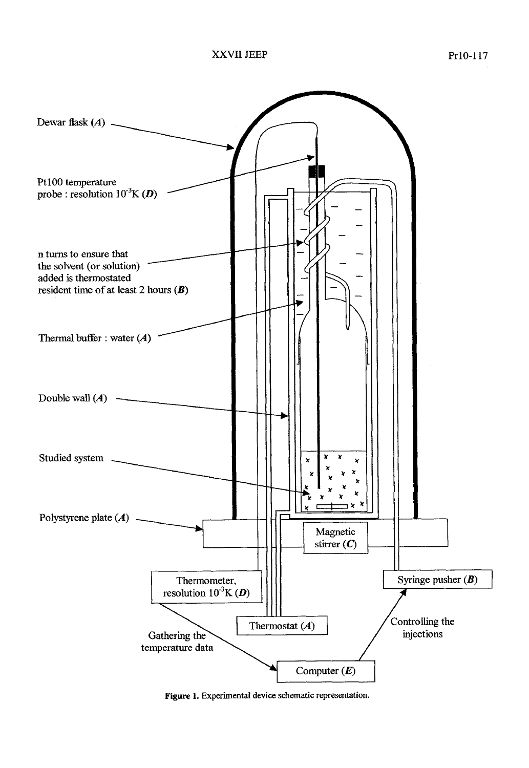**Figure 1.** Experimental device schematic representation.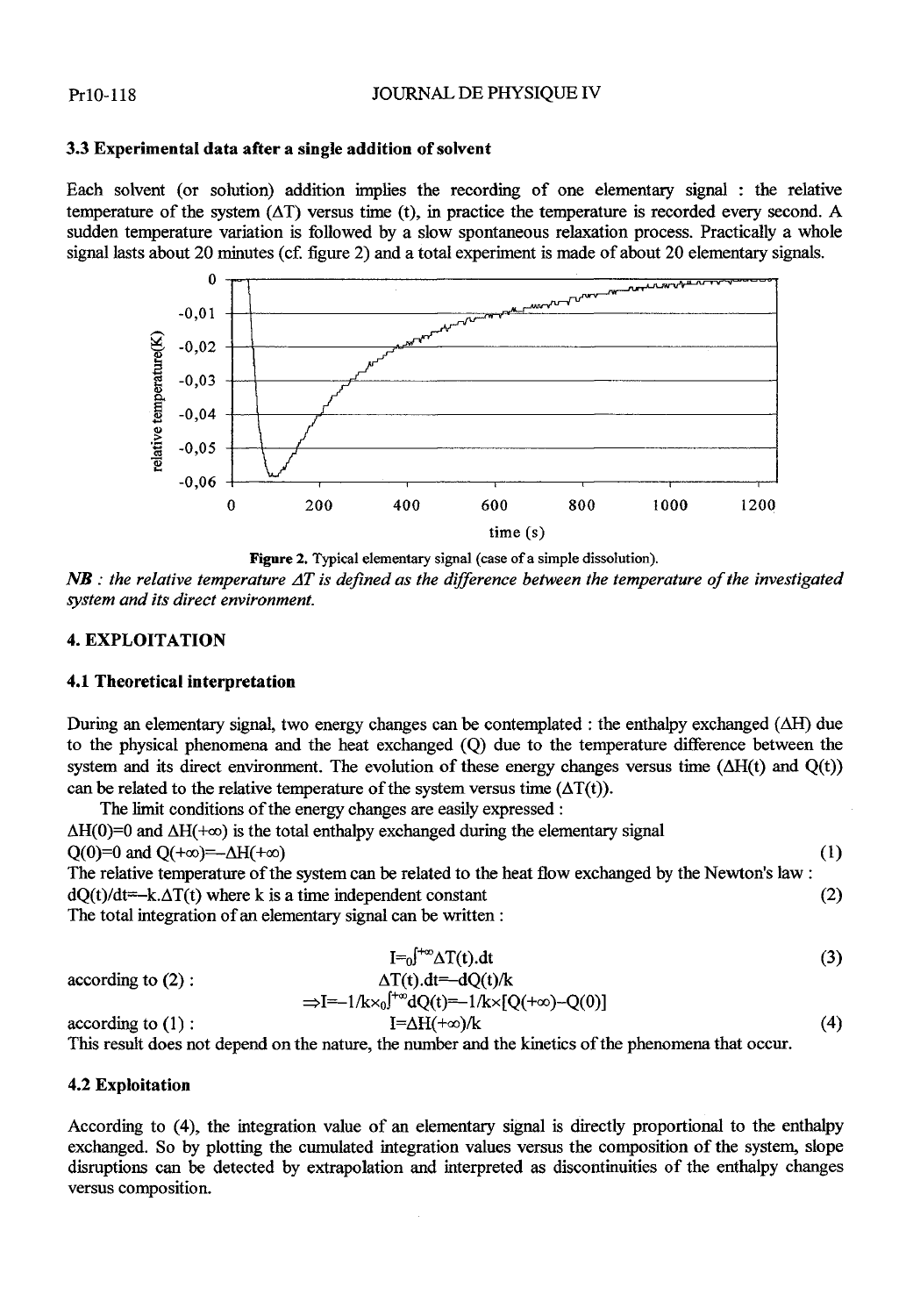### 3.3 Experimental data after a single addition of solvent

Each solvent (or solution) addition implies the recording of one elementary signal : the relative temperature of the system ($\Delta T$) versus time (t), in practice the temperature is recorded every second. A sudden temperature variation is followed by a slow spontaneous relaxation process. Practically a whole signal lasts about 20 minutes (cf. figure 2) and a total experiment is made of about 20 elementary signals.

**Figure 2.** Typical elementary signal (case of a simple dissolution).

*NB : the relative temperature $\Delta T$ is defined as the difference between the temperature of the investigated system and its direct environment.*

## 4. EXPLOITATION

### 4.1 Theoretical interpretation

During an elementary signal, two energy changes can be contemplated : the enthalpy exchanged ($\Delta H$) due to the physical phenomena and the heat exchanged (Q) due to the temperature difference between the system and its direct environment. The evolution of these energy changes versus time ($\Delta H(t)$ and $Q(t)$) can be related to the relative temperature of the system versus time ($\Delta T(t)$).

The limit conditions of the energy changes are easily expressed :

$\Delta H(0)=0$ and $\Delta H(+\infty)$ is the total enthalpy exchanged during the elementary signal

$$Q(0)=0 \text{ and } Q(+\infty)=-\Delta H(+\infty) \quad (1)$$

The relative temperature of the system can be related to the heat flow exchanged by the Newton's law :

$$dQ(t)/dt=-k.\Delta T(t) \text{ where k is a time independent constant} \quad (2)$$

The total integration of an elementary signal can be written :

$$I={}_0\int^{+\infty}\Delta T(t).dt \quad (3)$$

according to (2) :

$$\Delta T(t).dt=-dQ(t)/k$$

$$\Rightarrow I=-1/k\times{}_0\int^{+\infty}dQ(t)=-1/k\times[Q(+\infty)-Q(0)]$$

according to (1) :

$$I=\Delta H(+\infty)/k \quad (4)$$

This result does not depend on the nature, the number and the kinetics of the phenomena that occur.

### 4.2 Exploitation

According to (4), the integration value of an elementary signal is directly proportional to the enthalpy exchanged. So by plotting the cumulated integration values versus the composition of the system, slope disruptions can be detected by extrapolation and interpreted as discontinuities of the enthalpy changes versus composition.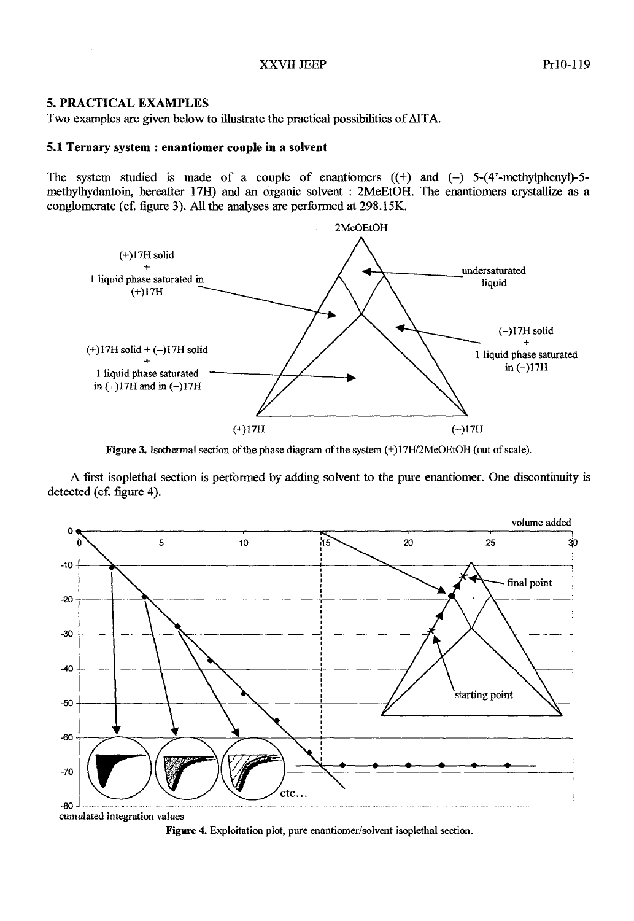## 5. PRACTICAL EXAMPLES

Two examples are given below to illustrate the practical possibilities of ΔITA.

### 5.1 Ternary system : enantiomer couple in a solvent

The system studied is made of a couple of enantiomers ((+) and (–) 5-(4'-methylphenyl)-5-methylhydantoin, hereafter 17H) and an organic solvent : 2MeEtOH. The enantiomers crystallize as a conglomerate (cf. figure 3). All the analyses are performed at 298.15K.

**Figure 3.** Isothermal section of the phase diagram of the system (±)17H/2MeOEtOH (out of scale).

A first isoplethal section is performed by adding solvent to the pure enantiomer. One discontinuity is detected (cf. figure 4).

**Figure 4.** Exploitation plot, pure enantiomer/solvent isoplethal section.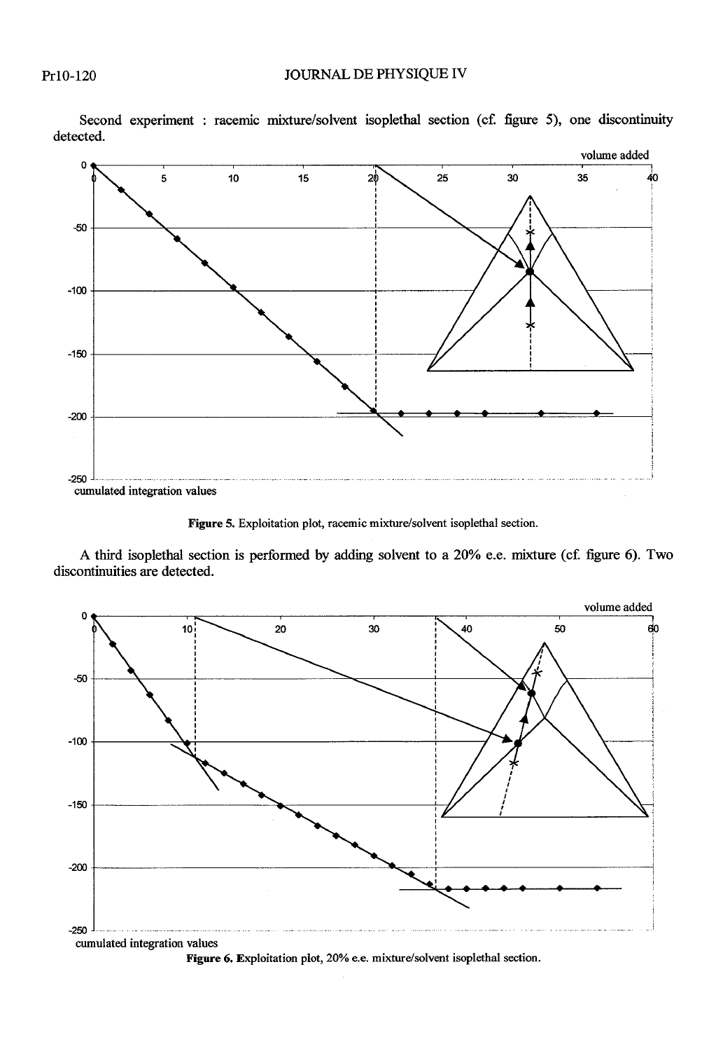Second experiment : racemic mixture/solvent isoplethal section (cf. figure 5), one discontinuity detected.

Figure 5. Exploitation plot, racemic mixture/solvent isoplethal section.

A third isoplethal section is performed by adding solvent to a 20% e.e. mixture (cf. figure 6). Two discontinuities are detected.

Figure 6. Exploitation plot, 20% e.e. mixture/solvent isoplethal section.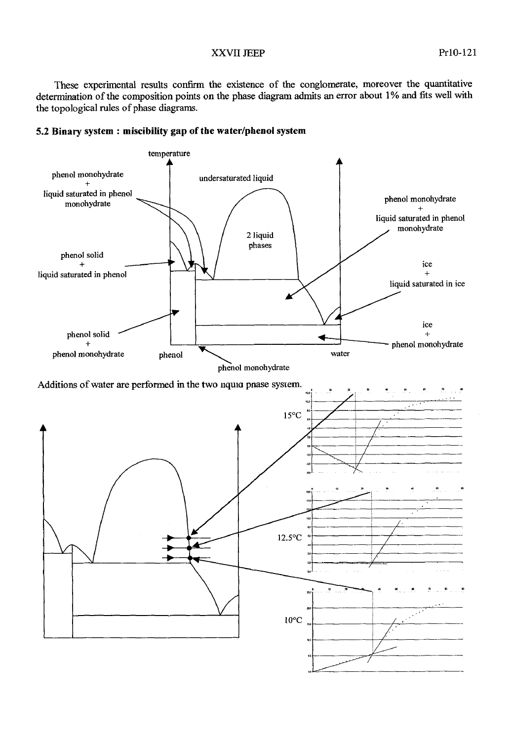These experimental results confirm the existence of the conglomerate, moreover the quantitative determination of the composition points on the phase diagram admits an error about 1% and fits well with the topological rules of phase diagrams.

### 5.2 Binary system : miscibility gap of the water/phenol system

Additions of water are performed in the two liquid phase system.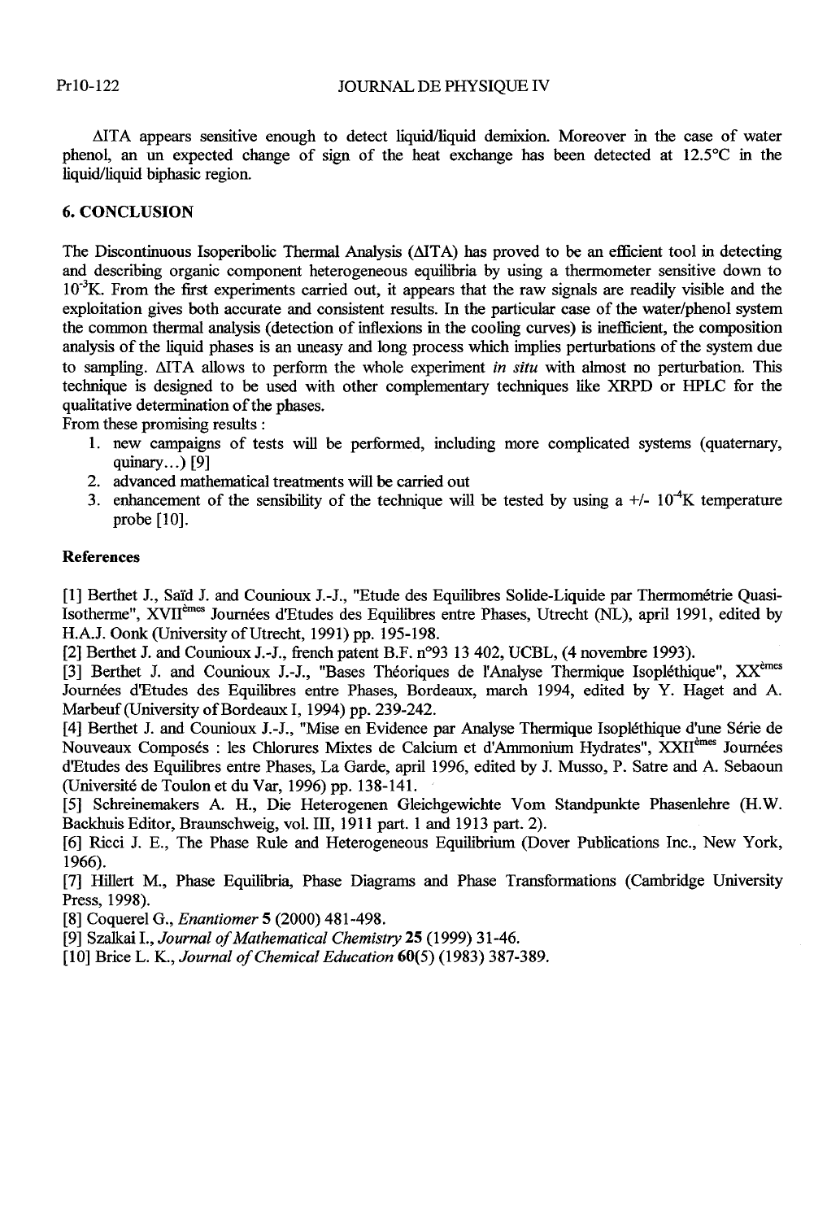ΔITA appears sensitive enough to detect liquid/liquid demixion. Moreover in the case of water phenol, an un expected change of sign of the heat exchange has been detected at 12.5°C in the liquid/liquid biphasic region.

## 6. CONCLUSION

The Discontinuous Isoperibolic Thermal Analysis (ΔITA) has proved to be an efficient tool in detecting and describing organic component heterogeneous equilibria by using a thermometer sensitive down to $10^{-3}$K. From the first experiments carried out, it appears that the raw signals are readily visible and the exploitation gives both accurate and consistent results. In the particular case of the water/phenol system the common thermal analysis (detection of inflexions in the cooling curves) is inefficient, the composition analysis of the liquid phases is an uneasy and long process which implies perturbations of the system due to sampling. ΔITA allows to perform the whole experiment *in situ* with almost no perturbation. This technique is designed to be used with other complementary techniques like XRPD or HPLC for the qualitative determination of the phases.

From these promising results :

1. new campaigns of tests will be performed, including more complicated systems (quaternary, quinary…) [9]
2. advanced mathematical treatments will be carried out
3. enhancement of the sensibility of the technique will be tested by using a +/- $10^{-4}$K temperature probe [10].

### References

[1] Berthet J., Saïd J. and Counioux J.-J., "Etude des Equilibres Solide-Liquide par Thermométrie Quasi-Isotherme", XVII[èmes] Journées d'Etudes des Equilibres entre Phases, Utrecht (NL), april 1991, edited by H.A.J. Oonk (University of Utrecht, 1991) pp. 195-198.

[2] Berthet J. and Counioux J.-J., french patent B.F. n°93 13 402, UCBL, (4 novembre 1993).

[3] Berthet J. and Counioux J.-J., "Bases Théoriques de l'Analyse Thermique Isopléthique", XX[èmes] Journées d'Etudes des Equilibres entre Phases, Bordeaux, march 1994, edited by Y. Haget and A. Marbeuf (University of Bordeaux I, 1994) pp. 239-242.

[4] Berthet J. and Counioux J.-J., "Mise en Evidence par Analyse Thermique Isopléthique d'une Série de Nouveaux Composés : les Chlorures Mixtes de Calcium et d'Ammonium Hydrates", XXII[èmes] Journées d'Etudes des Equilibres entre Phases, La Garde, april 1996, edited by J. Musso, P. Satre and A. Sebaoun (Université de Toulon et du Var, 1996) pp. 138-141.

[5] Schreinemakers A. H., Die Heterogenen Gleichgewichte Vom Standpunkte Phasenlehre (H.W. Backhuis Editor, Braunschweig, vol. III, 1911 part. 1 and 1913 part. 2).

[6] Ricci J. E., The Phase Rule and Heterogeneous Equilibrium (Dover Publications Inc., New York, 1966).

[7] Hillert M., Phase Equilibria, Phase Diagrams and Phase Transformations (Cambridge University Press, 1998).

[8] Coquerel G., *Enantiomer* **5** (2000) 481-498.

[9] Szalkai I., *Journal of Mathematical Chemistry* **25** (1999) 31-46.

[10] Brice L. K., *Journal of Chemical Education* **60**(5) (1983) 387-389.